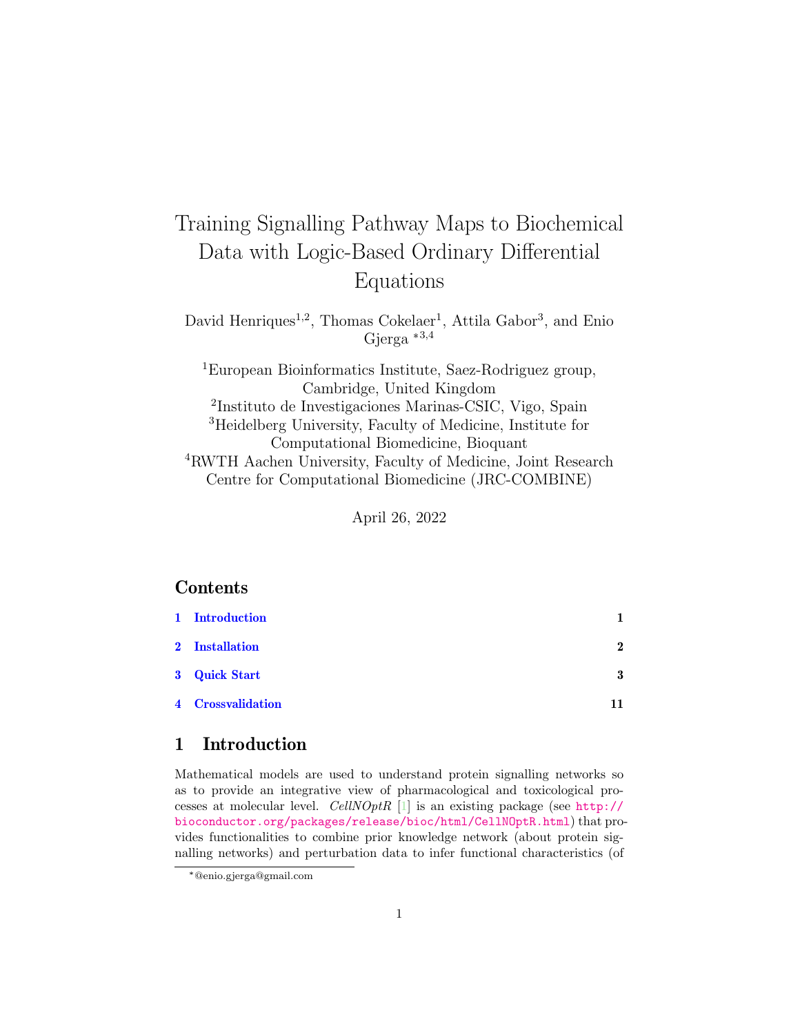# Training Signalling Pathway Maps to Biochemical Data with Logic-Based Ordinary Differential Equations

David Henriques[1,2], Thomas Cokelaer[1], Attila Gabor[3], and Enio Gjerga *[3,4]

[1]European Bioinformatics Institute, Saez-Rodriguez group, Cambridge, United Kingdom
[2]Instituto de Investigaciones Marinas-CSIC, Vigo, Spain
[3]Heidelberg University, Faculty of Medicine, Institute for Computational Biomedicine, Bioquant
[4]RWTH Aachen University, Faculty of Medicine, Joint Research Centre for Computational Biomedicine (JRC-COMBINE)

April 26, 2022

## Contents

| | | |
|---|---|---|
| 1 | Introduction | 1 |
| 2 | Installation | 2 |
| 3 | Quick Start | 3 |
| 4 | Crossvalidation | 11 |

## 1 Introduction

Mathematical models are used to understand protein signalling networks so as to provide an integrative view of pharmacological and toxicological processes at molecular level. *CellNOptR* [1] is an existing package (see http://bioconductor.org/packages/release/bioc/html/CellNOptR.html) that provides functionalities to combine prior knowledge network (about protein signalling networks) and perturbation data to infer functional characteristics (of

*@enio.gjerga@gmail.com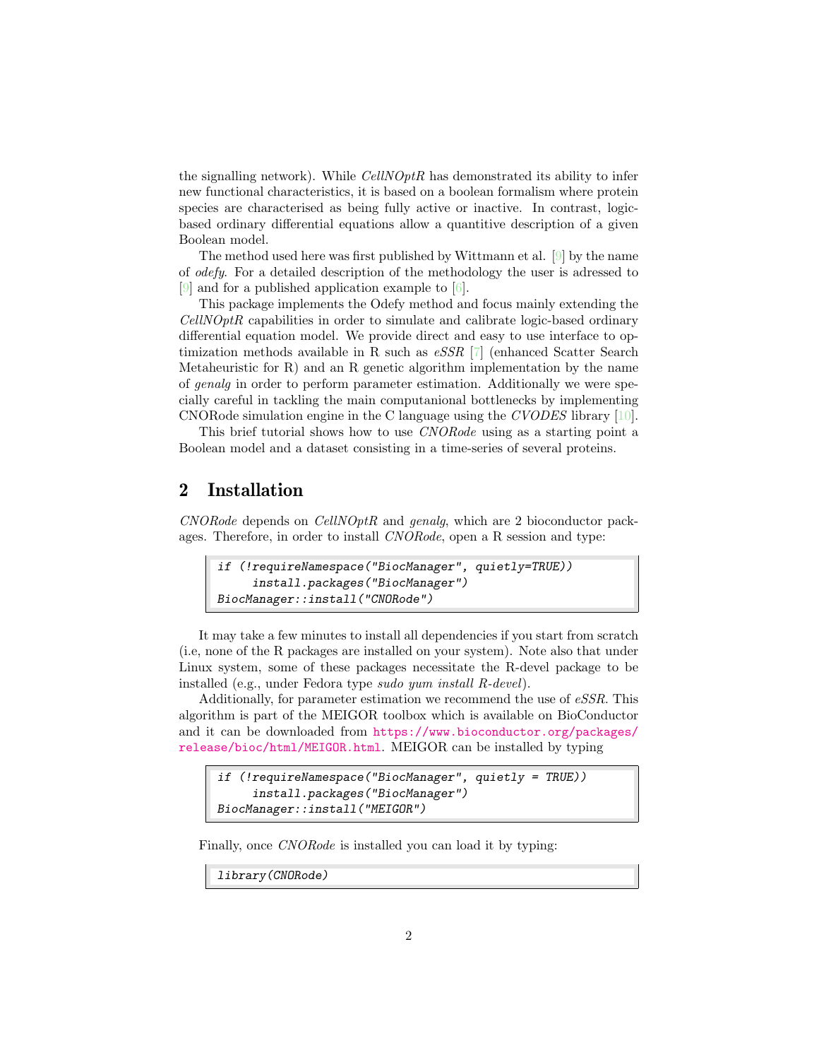the signalling network). While *CellNOptR* has demonstrated its ability to infer new functional characteristics, it is based on a boolean formalism where protein species are characterised as being fully active or inactive. In contrast, logic-based ordinary differential equations allow a quantitive description of a given Boolean model.

The method used here was first published by Wittmann et al. [9] by the name of *odefy*. For a detailed description of the methodology the user is adressed to [9] and for a published application example to [6].

This package implements the Odefy method and focus mainly extending the *CellNOptR* capabilities in order to simulate and calibrate logic-based ordinary differential equation model. We provide direct and easy to use interface to optimization methods available in R such as *eSSR* [7] (enhanced Scatter Search Metaheuristic for R) and an R genetic algorithm implementation by the name of *genalg* in order to perform parameter estimation. Additionally we were specially careful in tackling the main computanional bottlenecks by implementing CNORode simulation engine in the C language using the *CVODES* library [10].

This brief tutorial shows how to use *CNORode* using as a starting point a Boolean model and a dataset consisting in a time-series of several proteins.

## 2 Installation

*CNORode* depends on *CellNOptR* and *genalg*, which are 2 bioconductor packages. Therefore, in order to install *CNORode*, open a R session and type:

```
if (!requireNamespace("BiocManager", quietly=TRUE))
    install.packages("BiocManager")
BiocManager::install("CNORode")
```

It may take a few minutes to install all dependencies if you start from scratch (i.e, none of the R packages are installed on your system). Note also that under Linux system, some of these packages necessitate the R-devel package to be installed (e.g., under Fedora type *sudo yum install R-devel*).

Additionally, for parameter estimation we recommend the use of *eSSR*. This algorithm is part of the MEIGOR toolbox which is available on BioConductor and it can be downloaded from https://www.bioconductor.org/packages/release/bioc/html/MEIGOR.html. MEIGOR can be installed by typing

```
if (!requireNamespace("BiocManager", quietly = TRUE))
    install.packages("BiocManager")
BiocManager::install("MEIGOR")
```

Finally, once *CNORode* is installed you can load it by typing:

```
library(CNORode)
```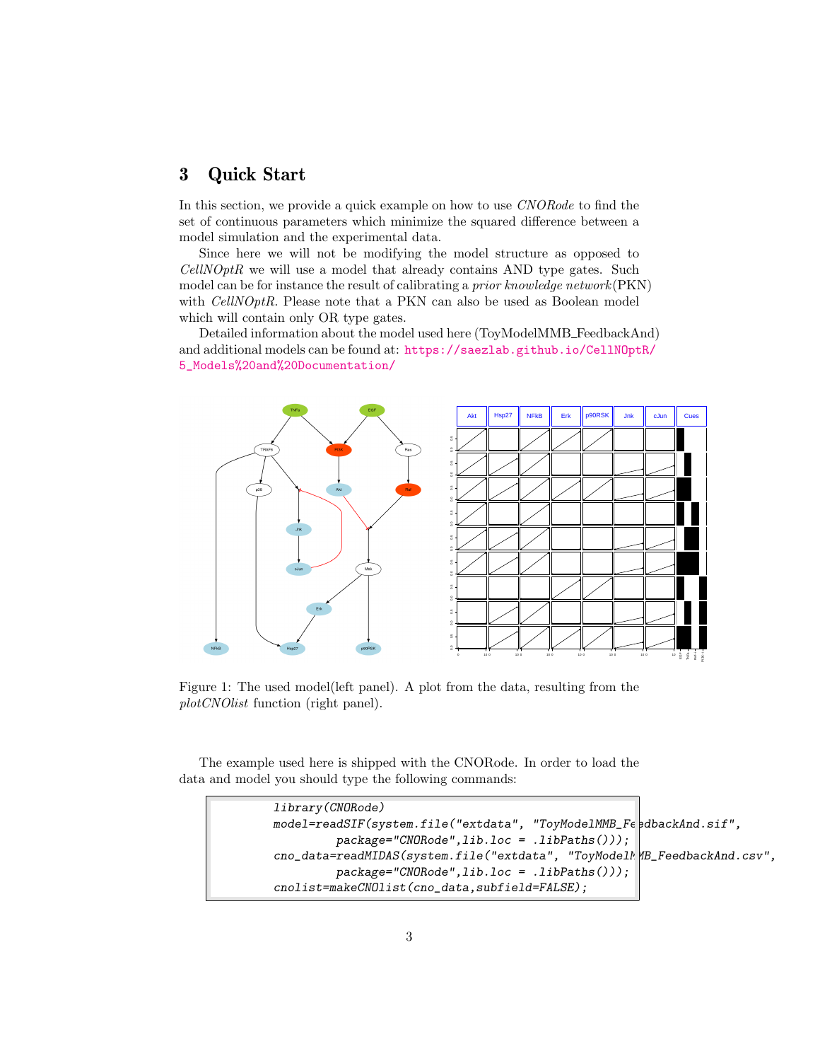## 3 Quick Start

In this section, we provide a quick example on how to use *CNORode* to find the set of continuous parameters which minimize the squared difference between a model simulation and the experimental data.

Since here we will not be modifying the model structure as opposed to *CellNOptR* we will use a model that already contains AND type gates. Such model can be for instance the result of calibrating a *prior knowledge network*(PKN) with *CellNOptR*. Please note that a PKN can also be used as Boolean model which will contain only OR type gates.

Detailed information about the model used here (ToyModelMMB_FeedbackAnd) and additional models can be found at: https://saezlab.github.io/CellNOptR/5_Models%20and%20Documentation/

TNFa
EGF
TRAF6
PI3K
Ras
p38
Akt
Raf
Jnk
cJun
Mek
Erk
NFkB
Hsp27
p90RSK

Akt
Hsp27
NFkB
Erk
p90RSK
Jnk
cJun
Cues

Figure 1: The used model(left panel). A plot from the data, resulting from the *plotCNOlist* function (right panel).

The example used here is shipped with the CNORode. In order to load the data and model you should type the following commands:

```
library(CNORode)
model=readSIF(system.file("extdata", "ToyModelMMB_FeedbackAnd.sif",
        package="CNORode",lib.loc = .libPaths()));
cno_data=readMIDAS(system.file("extdata", "ToyModelMMB_FeedbackAnd.csv",
        package="CNORode",lib.loc = .libPaths()));
cnolist=makeCNOlist(cno_data,subfield=FALSE);
```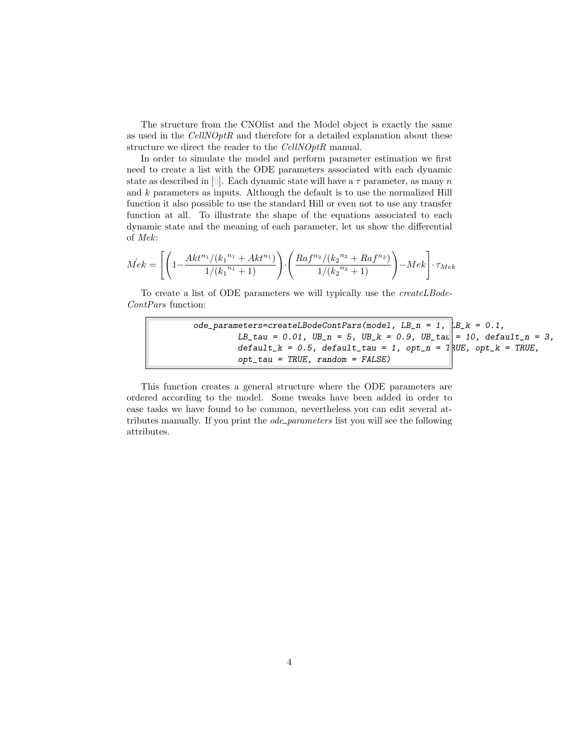The structure from the CNOlist and the Model object is exactly the same as used in the *CellNOptR* and therefore for a detailed explanation about these structure we direct the reader to the *CellNOptR* manual.

In order to simulate the model and perform parameter estimation we first need to create a list with the ODE parameters associated with each dynamic state as described in [9]. Each dynamic state will have a $\tau$ parameter, as many $n$ and $k$ parameters as inputs. Although the default is to use the normalized Hill function it also possible to use the standard Hill or even not to use any transfer function at all. To illustrate the shape of the equations associated to each dynamic state and the meaning of each parameter, let us show the differential of $Mek$:

$$\dot{Mek} = \left[ \left( 1 - \frac{Akt^{n_1}/({k_1}^{n_1} + Akt^{n_1})}{1/({k_1}^{n_1}+1)} \right) \cdot \left( \frac{Raf^{n_2}/({k_2}^{n_2} + Raf^{n_2})}{1/({k_2}^{n_2}+1)} \right) - Mek \right] \cdot \tau_{Mek}$$

To create a list of ODE parameters we will typically use the *createLBodeContPars* function:

```
ode_parameters=createLBodeContPars(model, LB_n = 1, LB_k = 0.1,
        LB_tau = 0.01, UB_n = 5, UB_k = 0.9, UB_tau = 10, default_n = 3,
        default_k = 0.5, default_tau = 1, opt_n = TRUE, opt_k = TRUE,
        opt_tau = TRUE, random = FALSE)
```

This function creates a general structure where the ODE parameters are ordered according to the model. Some tweaks have been added in order to ease tasks we have found to be common, nevertheless you can edit several attributes manually. If you print the *ode_parameters* list you will see the following attributes.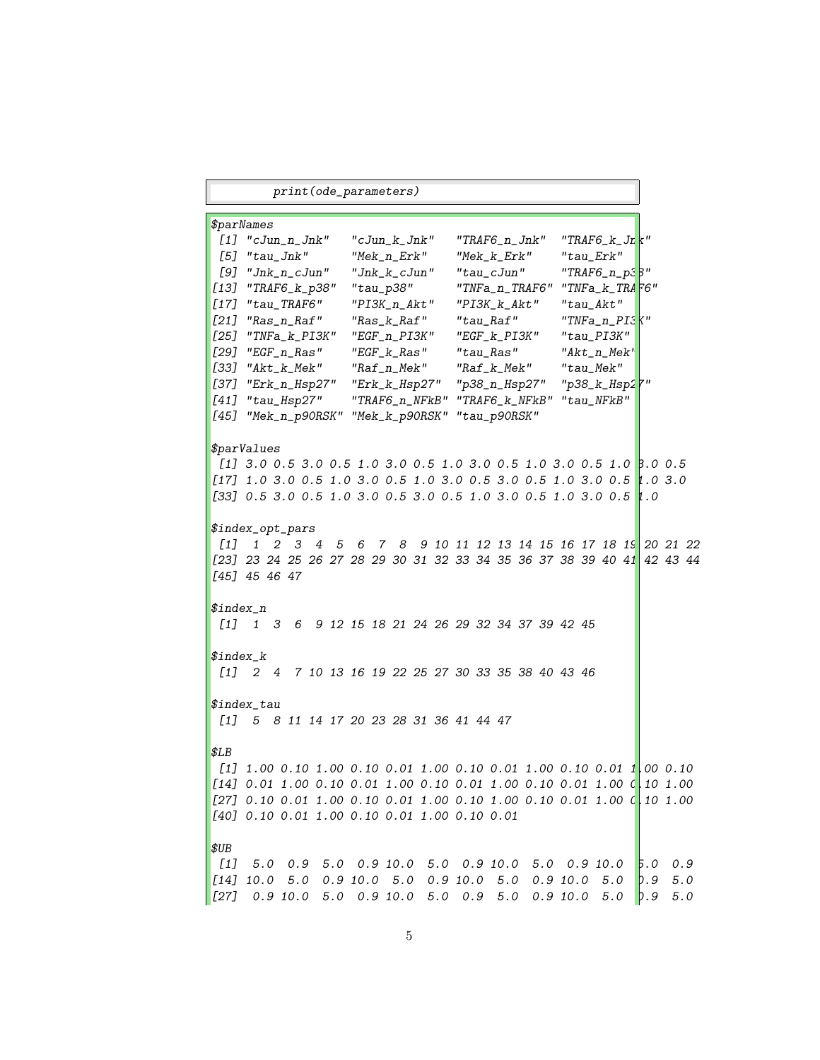```
print(ode_parameters)
```

```
$parNames
 [1] "cJun_n_Jnk"    "cJun_k_Jnk"    "TRAF6_n_Jnk"   "TRAF6_k_Jnk"
 [5] "tau_Jnk"       "Mek_n_Erk"     "Mek_k_Erk"     "tau_Erk"
 [9] "Jnk_n_cJun"    "Jnk_k_cJun"    "tau_cJun"      "TRAF6_n_p38"
[13] "TRAF6_k_p38"   "tau_p38"       "TNFa_n_TRAF6"  "TNFa_k_TRAF6"
[17] "tau_TRAF6"     "PI3K_n_Akt"    "PI3K_k_Akt"    "tau_Akt"
[21] "Ras_n_Raf"     "Ras_k_Raf"     "tau_Raf"       "TNFa_n_PI3K"
[25] "TNFa_k_PI3K"   "EGF_n_PI3K"    "EGF_k_PI3K"    "tau_PI3K"
[29] "EGF_n_Ras"     "EGF_k_Ras"     "tau_Ras"       "Akt_n_Mek"
[33] "Akt_k_Mek"     "Raf_n_Mek"     "Raf_k_Mek"     "tau_Mek"
[37] "Erk_n_Hsp27"   "Erk_k_Hsp27"   "p38_n_Hsp27"   "p38_k_Hsp27"
[41] "tau_Hsp27"     "TRAF6_n_NFkB"  "TRAF6_k_NFkB"  "tau_NFkB"
[45] "Mek_n_p90RSK"  "Mek_k_p90RSK"  "tau_p90RSK"

$parValues
 [1] 3.0 0.5 3.0 0.5 1.0 3.0 0.5 1.0 3.0 0.5 1.0 3.0 0.5 1.0 3.0 0.5
[17] 1.0 3.0 0.5 1.0 3.0 0.5 1.0 3.0 0.5 3.0 0.5 1.0 3.0 0.5 1.0 3.0
[33] 0.5 3.0 0.5 1.0 3.0 0.5 3.0 0.5 1.0 3.0 0.5 1.0 3.0 0.5 1.0

$index_opt_pars
 [1]  1  2  3  4  5  6  7  8  9 10 11 12 13 14 15 16 17 18 19 20 21 22
[23] 23 24 25 26 27 28 29 30 31 32 33 34 35 36 37 38 39 40 41 42 43 44
[45] 45 46 47

$index_n
 [1]  1  3  6  9 12 15 18 21 24 26 29 32 34 37 39 42 45

$index_k
 [1]  2  4  7 10 13 16 19 22 25 27 30 33 35 38 40 43 46

$index_tau
 [1]  5  8 11 14 17 20 23 28 31 36 41 44 47

$LB
 [1] 1.00 0.10 1.00 0.10 0.01 1.00 0.10 0.01 1.00 0.10 0.01 1.00 0.10
[14] 0.01 1.00 0.10 0.01 1.00 0.10 0.01 1.00 0.10 0.01 1.00 0.10 1.00
[27] 0.10 0.01 1.00 0.10 0.01 1.00 0.10 1.00 0.10 0.01 1.00 0.10 1.00
[40] 0.10 0.01 1.00 0.10 0.01 1.00 0.10 0.01

$UB
 [1]  5.0  0.9  5.0  0.9 10.0  5.0  0.9 10.0  5.0  0.9 10.0  5.0  0.9
[14] 10.0  5.0  0.9 10.0  5.0  0.9 10.0  5.0  0.9 10.0  5.0  0.9  5.0
[27]  0.9 10.0  5.0  0.9 10.0  5.0  0.9  5.0  0.9 10.0  5.0  0.9  5.0
```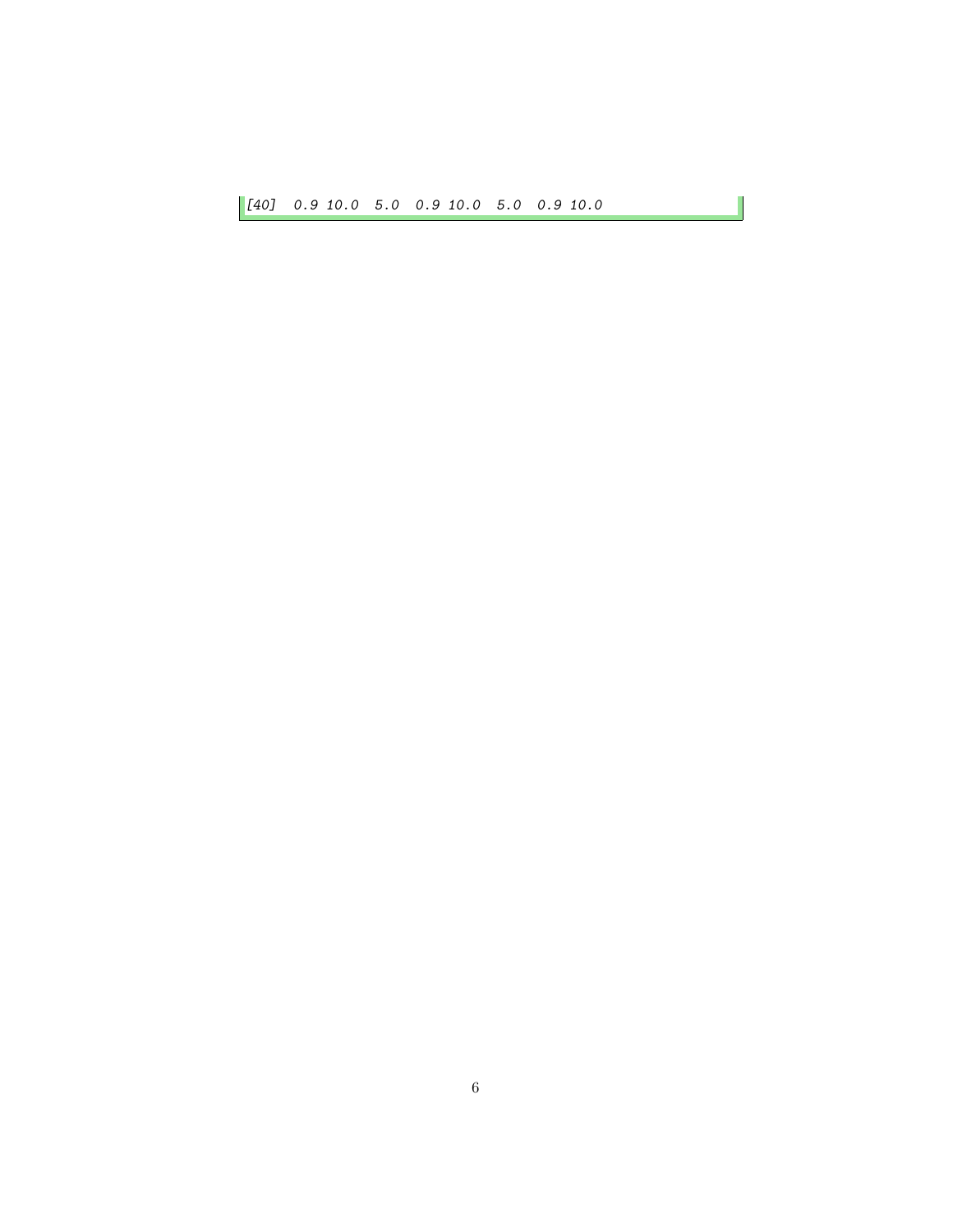```
[40]   0.9 10.0   5.0   0.9 10.0   5.0   0.9 10.0
```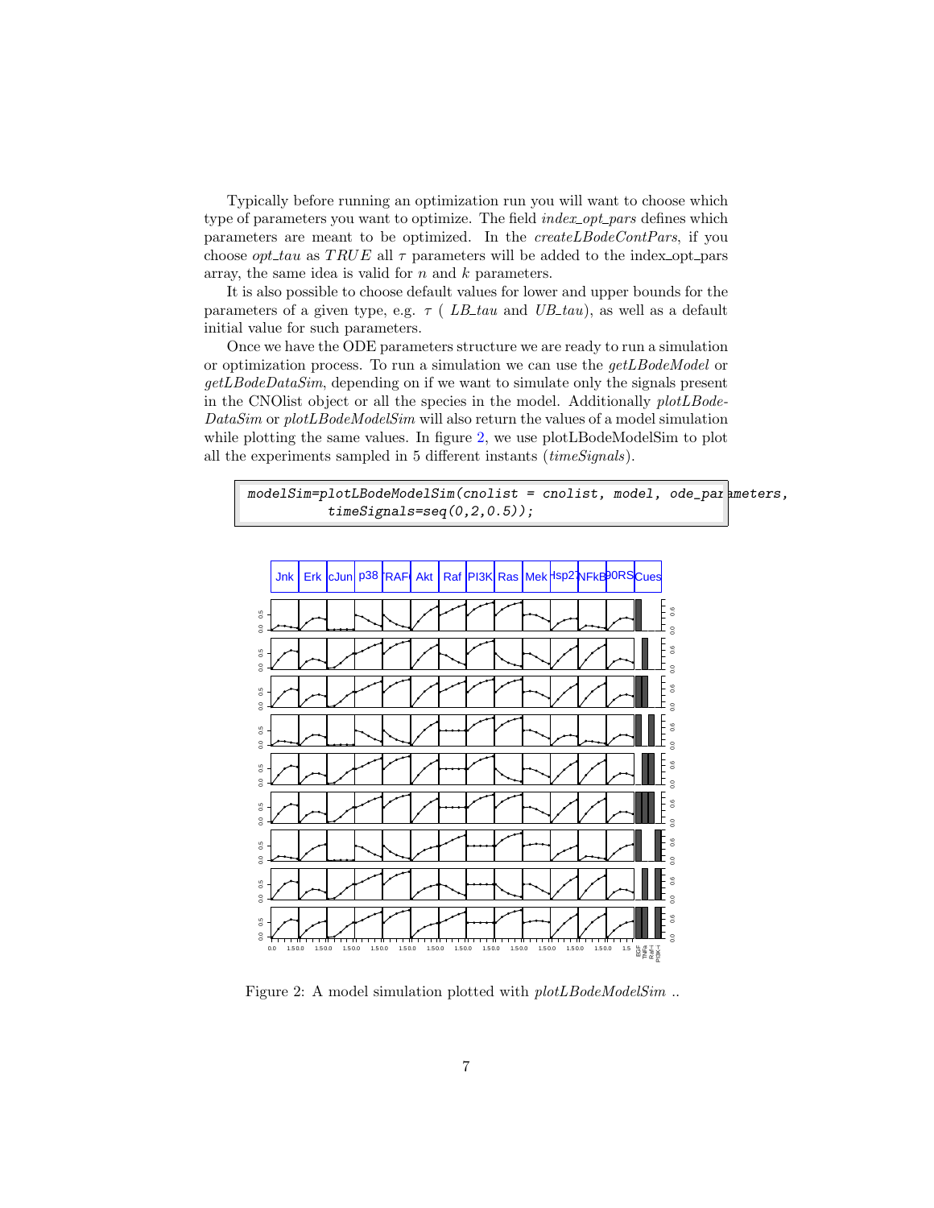Typically before running an optimization run you will want to choose which type of parameters you want to optimize. The field *index_opt_pars* defines which parameters are meant to be optimized. In the *createLBodeContPars*, if you choose *opt_tau* as *TRUE* all $\tau$ parameters will be added to the index_opt_pars array, the same idea is valid for $n$ and $k$ parameters.

It is also possible to choose default values for lower and upper bounds for the parameters of a given type, e.g. $\tau$ ( *LB_tau* and *UB_tau*), as well as a default initial value for such parameters.

Once we have the ODE parameters structure we are ready to run a simulation or optimization process. To run a simulation we can use the *getLBodeModel* or *getLBodeDataSim*, depending on if we want to simulate only the signals present in the CNOlist object or all the species in the model. Additionally *plotLBodeDataSim* or *plotLBodeModelSim* will also return the values of a model simulation while plotting the same values. In figure 2, we use plotLBodeModelSim to plot all the experiments sampled in 5 different instants (*timeSignals*).

```
modelSim=plotLBodeModelSim(cnolist = cnolist, model, ode_parameters,
          timeSignals=seq(0,2,0.5));
```

Jnk Erk cJun p38 TRAF Akt Raf PI3K Ras Mek Hsp27 NFkB p90RSK Cues

EGF TNFa Raf-i PI3K-i

Figure 2: A model simulation plotted with *plotLBodeModelSim* ..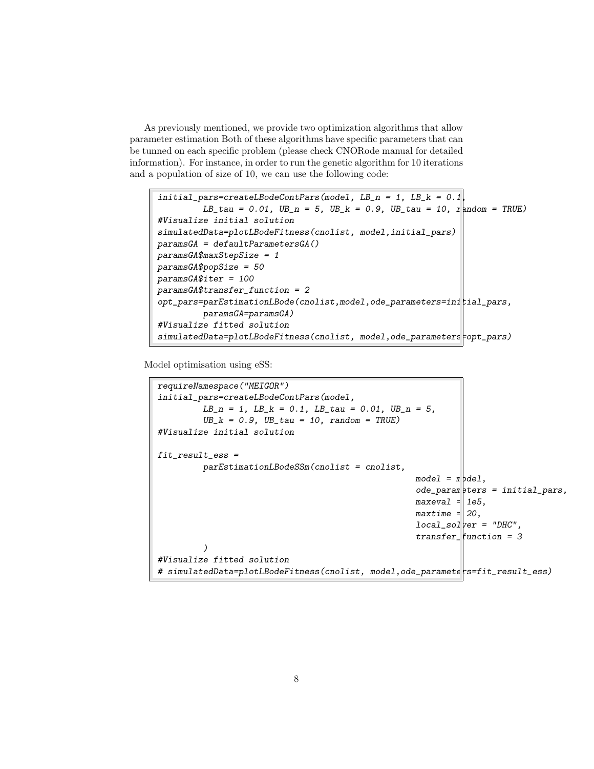As previously mentioned, we provide two optimization algorithms that allow parameter estimation Both of these algorithms have specific parameters that can be tunned on each specific problem (please check CNORode manual for detailed information). For instance, in order to run the genetic algorithm for 10 iterations and a population of size of 10, we can use the following code:

```
initial_pars=createLBodeContPars(model, LB_n = 1, LB_k = 0.1,
        LB_tau = 0.01, UB_n = 5, UB_k = 0.9, UB_tau = 10, random = TRUE)
#Visualize initial solution
simulatedData=plotLBodeFitness(cnolist, model,initial_pars)
paramsGA = defaultParametersGA()
paramsGA$maxStepSize = 1
paramsGA$popSize = 50
paramsGA$iter = 100
paramsGA$transfer_function = 2
opt_pars=parEstimationLBode(cnolist,model,ode_parameters=initial_pars,
        paramsGA=paramsGA)
#Visualize fitted solution
simulatedData=plotLBodeFitness(cnolist, model,ode_parameters=opt_pars)
```

Model optimisation using eSS:

```
requireNamespace("MEIGOR")
initial_pars=createLBodeContPars(model,
        LB_n = 1, LB_k = 0.1, LB_tau = 0.01, UB_n = 5,
        UB_k = 0.9, UB_tau = 10, random = TRUE)
#Visualize initial solution

fit_result_ess =
        parEstimationLBodeSSm(cnolist = cnolist,
                                              model = model,
                                              ode_parameters = initial_pars,
                                              maxeval = 1e5,
                                              maxtime = 20,
                                              local_solver = "DHC",
                                              transfer_function = 3
        )
#Visualize fitted solution
# simulatedData=plotLBodeFitness(cnolist, model,ode_parameters=fit_result_ess)
```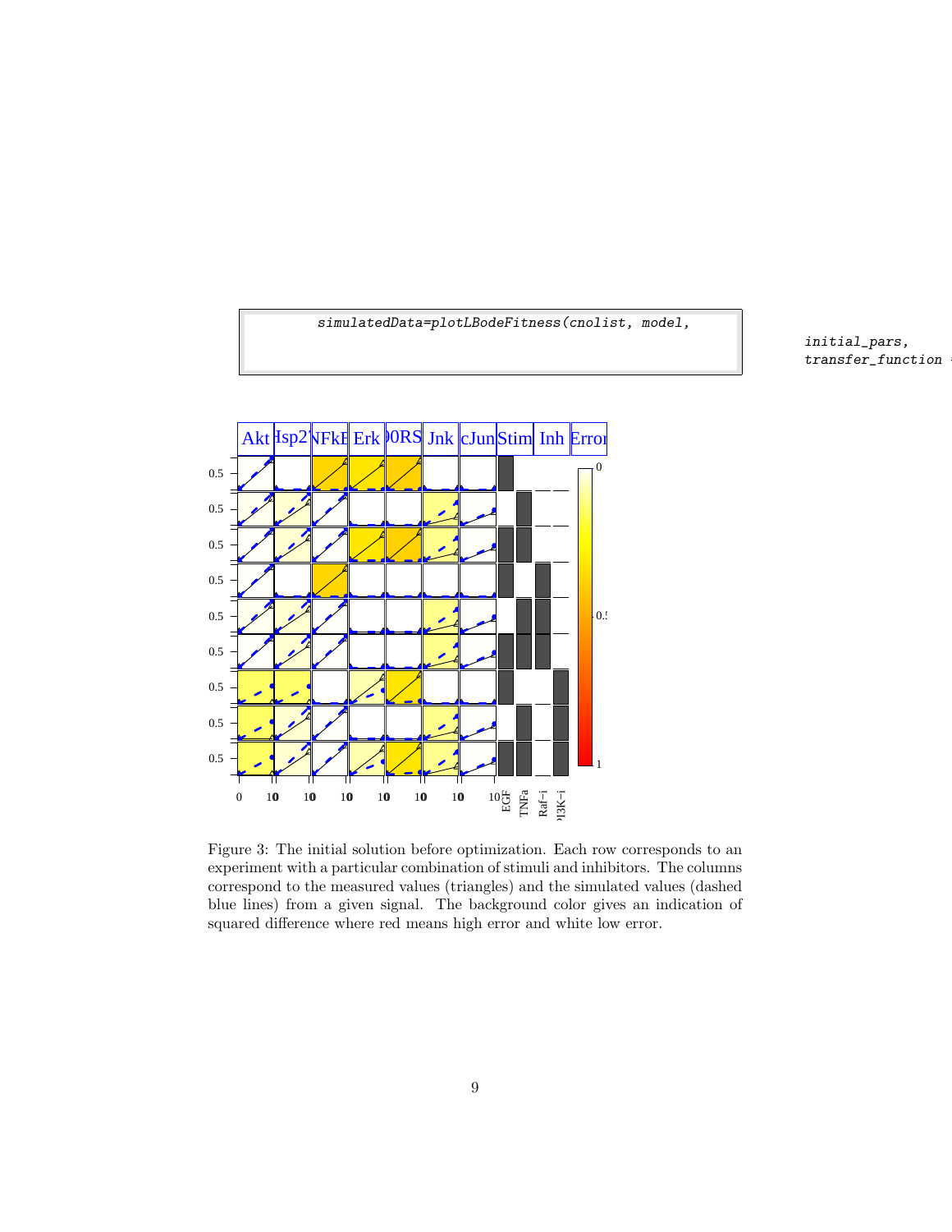```
simulatedData=plotLBodeFitness(cnolist, model,
                                                          initial_pars,
                                                          transfer_function =
```

Akt Hsp27 NFkB Erk p90RSK Jnk cJun Stim Inh Error

0.5
0.5
0.5
0.5
0.5
0.5
0.5
0.5
0.5

0 10 10 10 10 10 10 10

EGF TNFa Raf−i PI3K−i

0
0.5
1

Figure 3: The initial solution before optimization. Each row corresponds to an experiment with a particular combination of stimuli and inhibitors. The columns correspond to the measured values (triangles) and the simulated values (dashed blue lines) from a given signal. The background color gives an indication of squared difference where red means high error and white low error.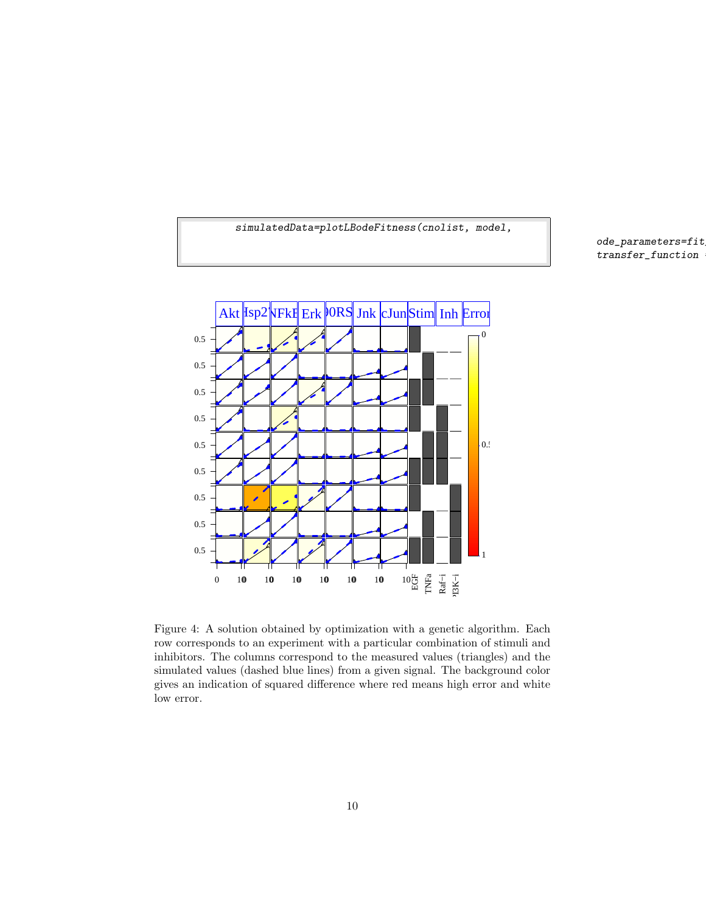```
simulatedData=plotLBodeFitness(cnolist, model,
                                ode_parameters=fit_
                                transfer_function =
```

Akt
Hsp27
NFkB
Erk
p90RSK
Jnk
cJun
Stim
Inh
Error

0.5
0.5
0.5
0.5
0.5
0.5
0.5
0.5
0.5

0
10
10
10
10
10
10
10

EGF
TNFa
Raf−i
PI3K−i

0
0.5
1

Figure 4: A solution obtained by optimization with a genetic algorithm. Each row corresponds to an experiment with a particular combination of stimuli and inhibitors. The columns correspond to the measured values (triangles) and the simulated values (dashed blue lines) from a given signal. The background color gives an indication of squared difference where red means high error and white low error.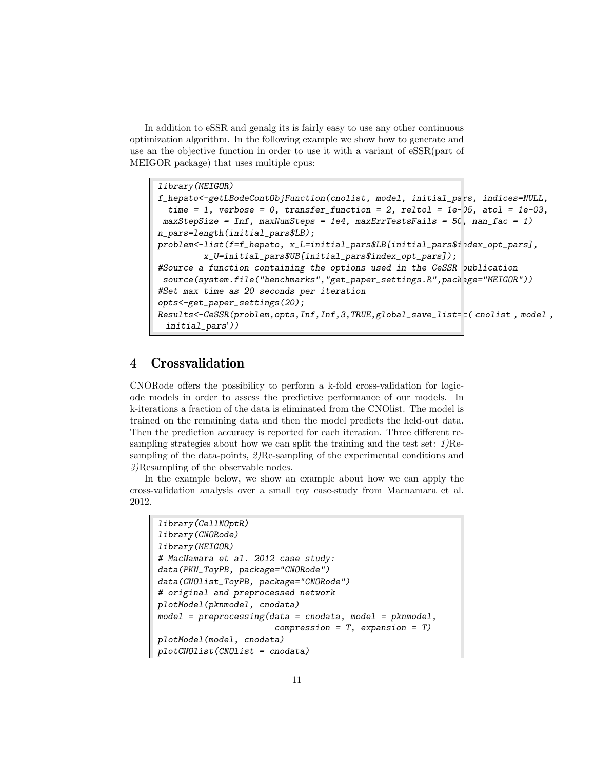In addition to eSSR and genalg its is fairly easy to use any other continuous optimization algorithm. In the following example we show how to generate and use an the objective function in order to use it with a variant of eSSR(part of MEIGOR package) that uses multiple cpus:

```
library(MEIGOR)
f_hepato<-getLBodeContObjFunction(cnolist, model, initial_pars, indices=NULL,
  time = 1, verbose = 0, transfer_function = 2, reltol = 1e-05, atol = 1e-03,
 maxStepSize = Inf, maxNumSteps = 1e4, maxErrTestsFails = 50, nan_fac = 1)
n_pars=length(initial_pars$LB);
problem<-list(f=f_hepato, x_L=initial_pars$LB[initial_pars$index_opt_pars],
         x_U=initial_pars$UB[initial_pars$index_opt_pars]);
#Source a function containing the options used in the CeSSR publication
 source(system.file("benchmarks","get_paper_settings.R",package="MEIGOR"))
#Set max time as 20 seconds per iteration
opts<-get_paper_settings(20);
Results<-CeSSR(problem,opts,Inf,Inf,3,TRUE,global_save_list=c('cnolist','model',
 'initial_pars'))
```

# 4 Crossvalidation

CNORode offers the possibility to perform a k-fold cross-validation for logic-ode models in order to assess the predictive performance of our models. In k-iterations a fraction of the data is eliminated from the CNOlist. The model is trained on the remaining data and then the model predicts the held-out data. Then the prediction accuracy is reported for each iteration. Three different re-sampling strategies about how we can split the training and the test set: *1)*Re-sampling of the data-points, *2)*Re-sampling of the experimental conditions and *3)*Resampling of the observable nodes.

In the example below, we show an example about how we can apply the cross-validation analysis over a small toy case-study from Macnamara et al. 2012.

```
library(CellNOptR)
library(CNORode)
library(MEIGOR)
# MacNamara et al. 2012 case study:
data(PKN_ToyPB, package="CNORode")
data(CNOlist_ToyPB, package="CNORode")
# original and preprocessed network
plotModel(pknmodel, cnodata)
model = preprocessing(data = cnodata, model = pknmodel,
                      compression = T, expansion = T)
plotModel(model, cnodata)
plotCNOlist(CNOlist = cnodata)
```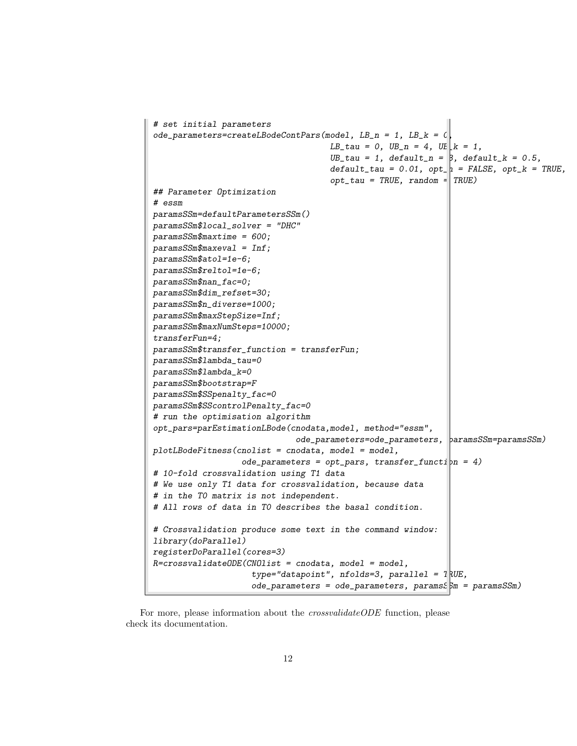```
# set initial parameters
ode_parameters=createLBodeContPars(model, LB_n = 1, LB_k = 0,
                                    LB_tau = 0, UB_n = 4, UB_k = 1,
                                    UB_tau = 1, default_n = 3, default_k = 0.5,
                                    default_tau = 0.01, opt_n = FALSE, opt_k = TRUE,
                                    opt_tau = TRUE, random = TRUE)
## Parameter Optimization
# essm
paramsSSm=defaultParametersSSm()
paramsSSm$local_solver = "DHC"
paramsSSm$maxtime = 600;
paramsSSm$maxeval = Inf;
paramsSSm$atol=1e-6;
paramsSSm$reltol=1e-6;
paramsSSm$nan_fac=0;
paramsSSm$dim_refset=30;
paramsSSm$n_diverse=1000;
paramsSSm$maxStepSize=Inf;
paramsSSm$maxNumSteps=10000;
transferFun=4;
paramsSSm$transfer_function = transferFun;
paramsSSm$lambda_tau=0
paramsSSm$lambda_k=0
paramsSSm$bootstrap=F
paramsSSm$SSpenalty_fac=0
paramsSSm$SScontrolPenalty_fac=0
# run the optimisation algorithm
opt_pars=parEstimationLBode(cnodata,model, method="essm",
                            ode_parameters=ode_parameters, paramsSSm=paramsSSm)
plotLBodeFitness(cnolist = cnodata, model = model,
                 ode_parameters = opt_pars, transfer_function = 4)
# 10-fold crossvalidation using T1 data
# We use only T1 data for crossvalidation, because data
# in the T0 matrix is not independent.
# All rows of data in T0 describes the basal condition.

# Crossvalidation produce some text in the command window:
library(doParallel)
registerDoParallel(cores=3)
R=crossvalidateODE(CNOlist = cnodata, model = model,
                   type="datapoint", nfolds=3, parallel = TRUE,
                   ode_parameters = ode_parameters, paramsSSm = paramsSSm)
```

For more, please information about the *crossvalidateODE* function, please check its documentation.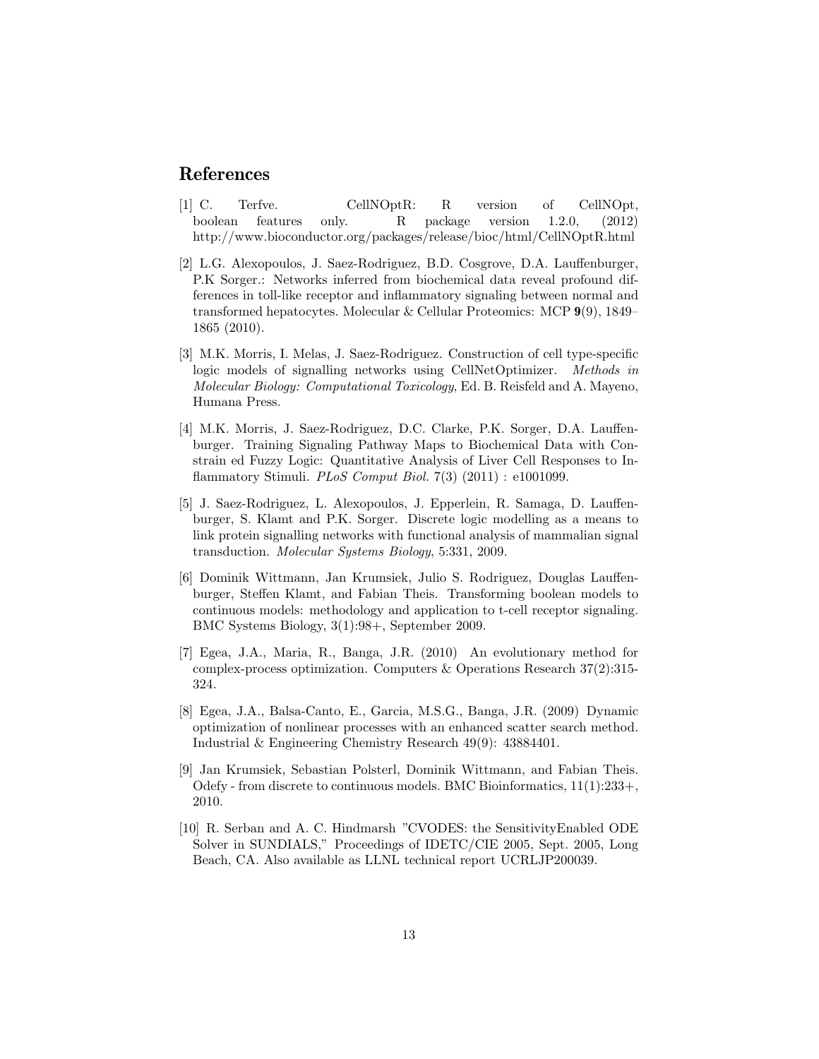## References

[1] C. Terfve. CellNOptR: R version of CellNOpt, boolean features only. R package version 1.2.0, (2012) http://www.bioconductor.org/packages/release/bioc/html/CellNOptR.html

[2] L.G. Alexopoulos, J. Saez-Rodriguez, B.D. Cosgrove, D.A. Lauffenburger, P.K Sorger.: Networks inferred from biochemical data reveal profound differences in toll-like receptor and inflammatory signaling between normal and transformed hepatocytes. Molecular & Cellular Proteomics: MCP **9**(9), 1849–1865 (2010).

[3] M.K. Morris, I. Melas, J. Saez-Rodriguez. Construction of cell type-specific logic models of signalling networks using CellNetOptimizer. *Methods in Molecular Biology: Computational Toxicology*, Ed. B. Reisfeld and A. Mayeno, Humana Press.

[4] M.K. Morris, J. Saez-Rodriguez, D.C. Clarke, P.K. Sorger, D.A. Lauffenburger. Training Signaling Pathway Maps to Biochemical Data with Constrain ed Fuzzy Logic: Quantitative Analysis of Liver Cell Responses to Inflammatory Stimuli. *PLoS Comput Biol.* 7(3) (2011) : e1001099.

[5] J. Saez-Rodriguez, L. Alexopoulos, J. Epperlein, R. Samaga, D. Lauffenburger, S. Klamt and P.K. Sorger. Discrete logic modelling as a means to link protein signalling networks with functional analysis of mammalian signal transduction. *Molecular Systems Biology*, 5:331, 2009.

[6] Dominik Wittmann, Jan Krumsiek, Julio S. Rodriguez, Douglas Lauffenburger, Steffen Klamt, and Fabian Theis. Transforming boolean models to continuous models: methodology and application to t-cell receptor signaling. BMC Systems Biology, 3(1):98+, September 2009.

[7] Egea, J.A., Maria, R., Banga, J.R. (2010) An evolutionary method for complex-process optimization. Computers & Operations Research 37(2):315-324.

[8] Egea, J.A., Balsa-Canto, E., Garcia, M.S.G., Banga, J.R. (2009) Dynamic optimization of nonlinear processes with an enhanced scatter search method. Industrial & Engineering Chemistry Research 49(9): 43884401.

[9] Jan Krumsiek, Sebastian Polsterl, Dominik Wittmann, and Fabian Theis. Odefy - from discrete to continuous models. BMC Bioinformatics, 11(1):233+, 2010.

[10] R. Serban and A. C. Hindmarsh "CVODES: the SensitivityEnabled ODE Solver in SUNDIALS," Proceedings of IDETC/CIE 2005, Sept. 2005, Long Beach, CA. Also available as LLNL technical report UCRLJP200039.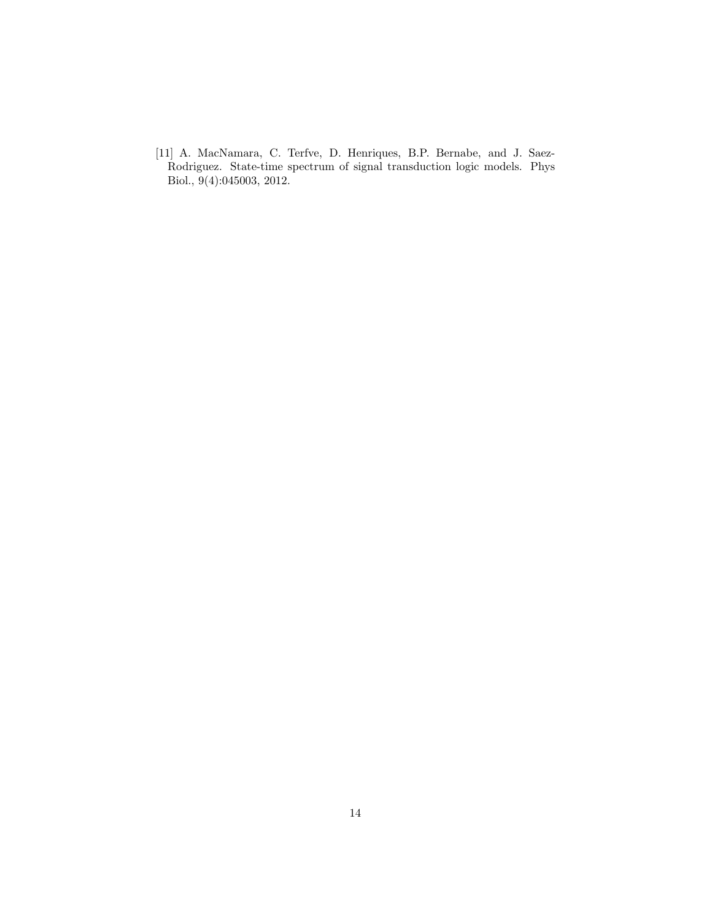[11] A. MacNamara, C. Terfve, D. Henriques, B.P. Bernabe, and J. Saez-Rodriguez. State-time spectrum of signal transduction logic models. Phys Biol., 9(4):045003, 2012.